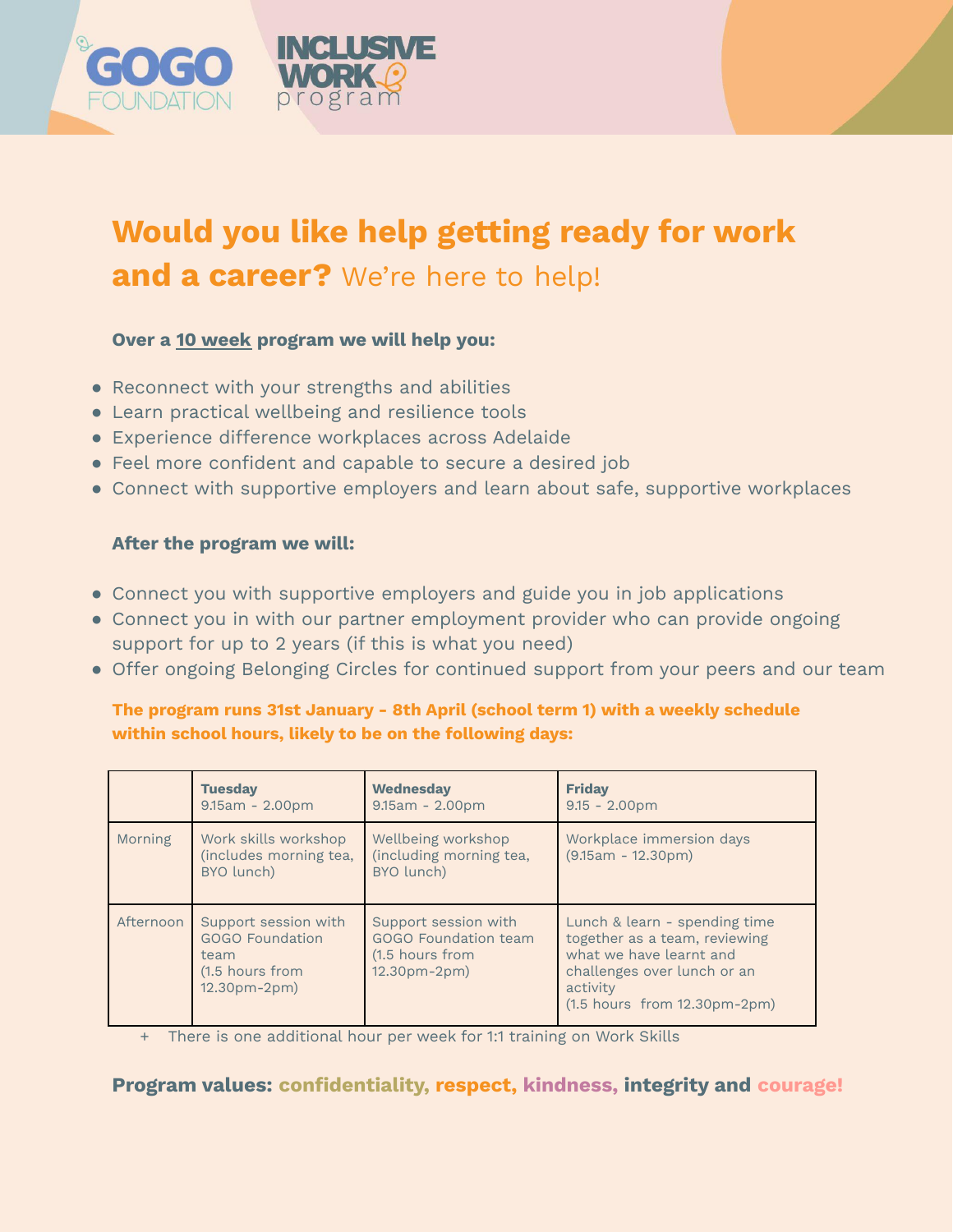GOGO FOUNDATION

INCLUSIVE WORK program

# **Would you like help getting ready for work and a career?** We're here to help!

**Over a 10 week program we will help you:**

- Reconnect with your strengths and abilities
- Learn practical wellbeing and resilience tools
- Experience difference workplaces across Adelaide
- Feel more confident and capable to secure a desired job
- Connect with supportive employers and learn about safe, supportive workplaces

**After the program we will:**

- Connect you with supportive employers and guide you in job applications
- Connect you in with our partner employment provider who can provide ongoing support for up to 2 years (if this is what you need)
- Offer ongoing Belonging Circles for continued support from your peers and our team

**The program runs 31st January - 8th April (school term 1) with a weekly schedule within school hours, likely to be on the following days:**

| | **Tuesday** 9.15am - 2.00pm | **Wednesday** 9.15am - 2.00pm | **Friday** 9.15 - 2.00pm |
|---|---|---|---|
| Morning | Work skills workshop (includes morning tea, BYO lunch) | Wellbeing workshop (including morning tea, BYO lunch) | Workplace immersion days (9.15am - 12.30pm) |
| Afternoon | Support session with GOGO Foundation team (1.5 hours from 12.30pm-2pm) | Support session with GOGO Foundation team (1.5 hours from 12.30pm-2pm) | Lunch & learn - spending time together as a team, reviewing what we have learnt and challenges over lunch or an activity (1.5 hours from 12.30pm-2pm) |

+ There is one additional hour per week for 1:1 training on Work Skills

**Program values: confidentiality, respect, kindness, integrity and courage!**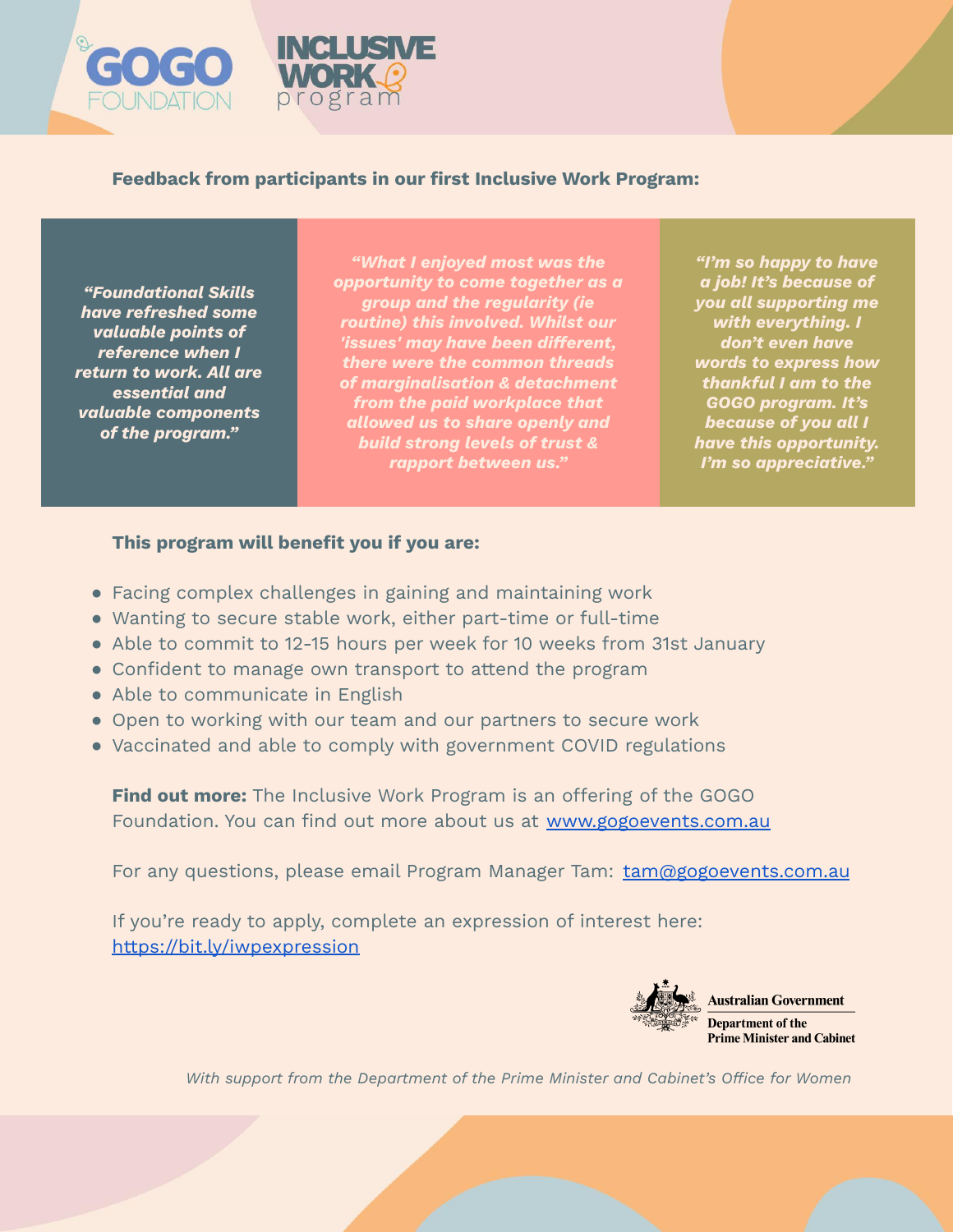GOGO FOUNDATION

INCLUSIVE WORK program

**Feedback from participants in our first Inclusive Work Program:**

*"Foundational Skills have refreshed some valuable points of reference when I return to work. All are essential and valuable components of the program."*

*"What I enjoyed most was the opportunity to come together as a group and the regularity (ie routine) this involved. Whilst our 'issues' may have been different, there were the common threads of marginalisation & detachment from the paid workplace that allowed us to share openly and build strong levels of trust & rapport between us."*

*"I'm so happy to have a job! It's because of you all supporting me with everything. I don't even have words to express how thankful I am to the GOGO program. It's because of you all I have this opportunity. I'm so appreciative."*

**This program will benefit you if you are:**

- Facing complex challenges in gaining and maintaining work
- Wanting to secure stable work, either part-time or full-time
- Able to commit to 12-15 hours per week for 10 weeks from 31st January
- Confident to manage own transport to attend the program
- Able to communicate in English
- Open to working with our team and our partners to secure work
- Vaccinated and able to comply with government COVID regulations

**Find out more:** The Inclusive Work Program is an offering of the GOGO Foundation. You can find out more about us at [www.gogoevents.com.au](http://www.gogoevents.com.au)

For any questions, please email Program Manager Tam: [tam@gogoevents.com.au](mailto:tam@gogoevents.com.au)

If you're ready to apply, complete an expression of interest here: [https://bit.ly/iwpexpression](https://bit.ly/iwpexpression)

Australian Government
Department of the Prime Minister and Cabinet

*With support from the Department of the Prime Minister and Cabinet's Office for Women*